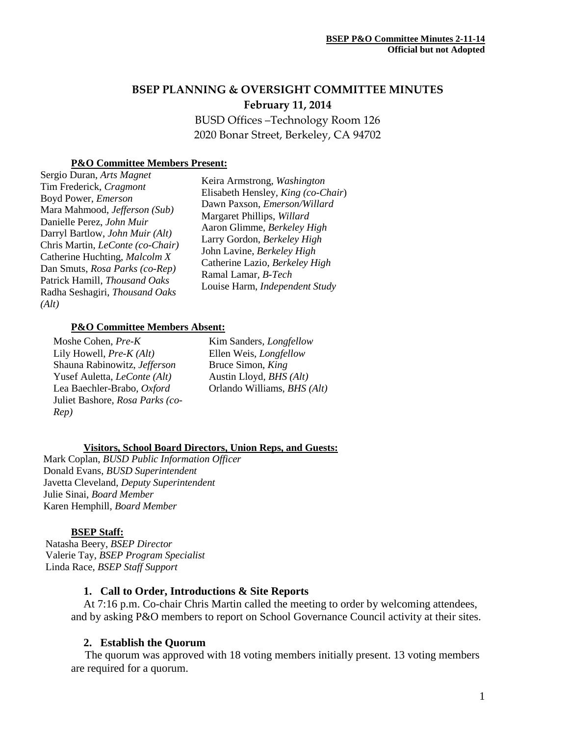**BSEP P&O Committee Minutes 2-11-14**
**Official but not Adopted**

# BSEP PLANNING & OVERSIGHT COMMITTEE MINUTES

**February 11, 2014**

BUSD Offices –Technology Room 126
2020 Bonar Street, Berkeley, CA 94702

**P&O Committee Members Present:**

Sergio Duran, *Arts Magnet*
Tim Frederick, *Cragmont*
Boyd Power, *Emerson*
Mara Mahmood, *Jefferson (Sub)*
Danielle Perez, *John Muir*
Darryl Bartlow, *John Muir (Alt)*
Chris Martin, *LeConte (co-Chair)*
Catherine Huchting, *Malcolm X*
Dan Smuts, *Rosa Parks (co-Rep)*
Patrick Hamill, *Thousand Oaks*
Radha Seshagiri, *Thousand Oaks (Alt)*
Keira Armstrong, *Washington*
Elisabeth Hensley, *King (co-Chair)*
Dawn Paxson, *Emerson/Willard*
Margaret Phillips, *Willard*
Aaron Glimme, *Berkeley High*
Larry Gordon, *Berkeley High*
John Lavine, *Berkeley High*
Catherine Lazio, *Berkeley High*
Ramal Lamar, *B-Tech*
Louise Harm, *Independent Study*

**P&O Committee Members Absent:**

Moshe Cohen, *Pre-K*
Lily Howell, *Pre-K (Alt)*
Shauna Rabinowitz, *Jefferson*
Yusef Auletta, *LeConte (Alt)*
Lea Baechler-Brabo, *Oxford*
Juliet Bashore, *Rosa Parks (co-Rep)*
Kim Sanders, *Longfellow*
Ellen Weis, *Longfellow*
Bruce Simon, *King*
Austin Lloyd, *BHS (Alt)*
Orlando Williams, *BHS (Alt)*

**Visitors, School Board Directors, Union Reps, and Guests:**

Mark Coplan, *BUSD Public Information Officer*
Donald Evans, *BUSD Superintendent*
Javetta Cleveland, *Deputy Superintendent*
Julie Sinai, *Board Member*
Karen Hemphill, *Board Member*

**BSEP Staff:**

Natasha Beery, *BSEP Director*
Valerie Tay, *BSEP Program Specialist*
Linda Race, *BSEP Staff Support*

### 1. Call to Order, Introductions & Site Reports

At 7:16 p.m. Co-chair Chris Martin called the meeting to order by welcoming attendees, and by asking P&O members to report on School Governance Council activity at their sites.

### 2. Establish the Quorum

The quorum was approved with 18 voting members initially present. 13 voting members are required for a quorum.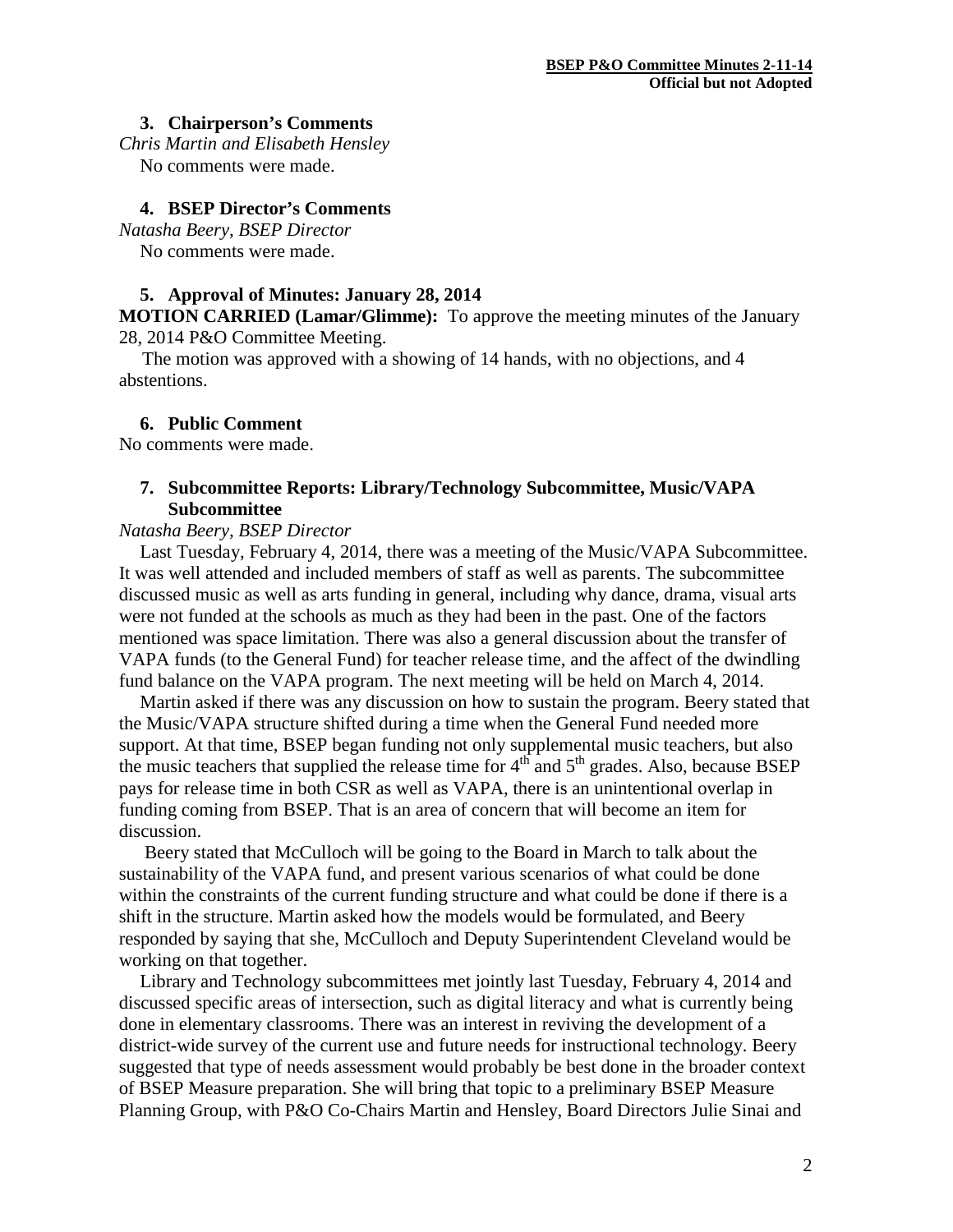### 3. Chairperson's Comments

*Chris Martin and Elisabeth Hensley*

No comments were made.

### 4. BSEP Director's Comments

*Natasha Beery, BSEP Director*

No comments were made.

### 5. Approval of Minutes: January 28, 2014

**MOTION CARRIED (Lamar/Glimme):** To approve the meeting minutes of the January 28, 2014 P&O Committee Meeting.

The motion was approved with a showing of 14 hands, with no objections, and 4 abstentions.

### 6. Public Comment

No comments were made.

### 7. Subcommittee Reports: Library/Technology Subcommittee, Music/VAPA Subcommittee

*Natasha Beery, BSEP Director*

Last Tuesday, February 4, 2014, there was a meeting of the Music/VAPA Subcommittee. It was well attended and included members of staff as well as parents. The subcommittee discussed music as well as arts funding in general, including why dance, drama, visual arts were not funded at the schools as much as they had been in the past. One of the factors mentioned was space limitation. There was also a general discussion about the transfer of VAPA funds (to the General Fund) for teacher release time, and the affect of the dwindling fund balance on the VAPA program. The next meeting will be held on March 4, 2014.

Martin asked if there was any discussion on how to sustain the program. Beery stated that the Music/VAPA structure shifted during a time when the General Fund needed more support. At that time, BSEP began funding not only supplemental music teachers, but also the music teachers that supplied the release time for 4th and 5th grades. Also, because BSEP pays for release time in both CSR as well as VAPA, there is an unintentional overlap in funding coming from BSEP. That is an area of concern that will become an item for discussion.

Beery stated that McCulloch will be going to the Board in March to talk about the sustainability of the VAPA fund, and present various scenarios of what could be done within the constraints of the current funding structure and what could be done if there is a shift in the structure. Martin asked how the models would be formulated, and Beery responded by saying that she, McCulloch and Deputy Superintendent Cleveland would be working on that together.

Library and Technology subcommittees met jointly last Tuesday, February 4, 2014 and discussed specific areas of intersection, such as digital literacy and what is currently being done in elementary classrooms. There was an interest in reviving the development of a district-wide survey of the current use and future needs for instructional technology. Beery suggested that type of needs assessment would probably be best done in the broader context of BSEP Measure preparation. She will bring that topic to a preliminary BSEP Measure Planning Group, with P&O Co-Chairs Martin and Hensley, Board Directors Julie Sinai and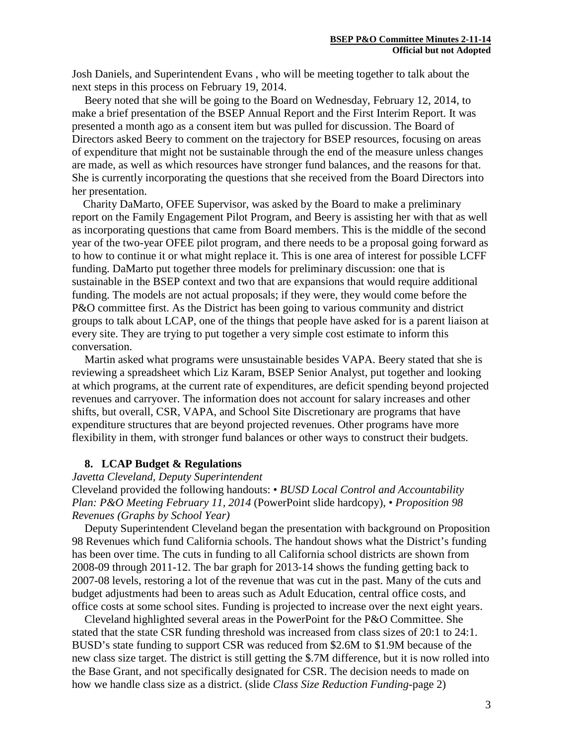Josh Daniels, and Superintendent Evans , who will be meeting together to talk about the next steps in this process on February 19, 2014.

Beery noted that she will be going to the Board on Wednesday, February 12, 2014, to make a brief presentation of the BSEP Annual Report and the First Interim Report. It was presented a month ago as a consent item but was pulled for discussion. The Board of Directors asked Beery to comment on the trajectory for BSEP resources, focusing on areas of expenditure that might not be sustainable through the end of the measure unless changes are made, as well as which resources have stronger fund balances, and the reasons for that. She is currently incorporating the questions that she received from the Board Directors into her presentation.

Charity DaMarto, OFEE Supervisor, was asked by the Board to make a preliminary report on the Family Engagement Pilot Program, and Beery is assisting her with that as well as incorporating questions that came from Board members. This is the middle of the second year of the two-year OFEE pilot program, and there needs to be a proposal going forward as to how to continue it or what might replace it. This is one area of interest for possible LCFF funding. DaMarto put together three models for preliminary discussion: one that is sustainable in the BSEP context and two that are expansions that would require additional funding. The models are not actual proposals; if they were, they would come before the P&O committee first. As the District has been going to various community and district groups to talk about LCAP, one of the things that people have asked for is a parent liaison at every site. They are trying to put together a very simple cost estimate to inform this conversation.

Martin asked what programs were unsustainable besides VAPA. Beery stated that she is reviewing a spreadsheet which Liz Karam, BSEP Senior Analyst, put together and looking at which programs, at the current rate of expenditures, are deficit spending beyond projected revenues and carryover. The information does not account for salary increases and other shifts, but overall, CSR, VAPA, and School Site Discretionary are programs that have expenditure structures that are beyond projected revenues. Other programs have more flexibility in them, with stronger fund balances or other ways to construct their budgets.

## 8. LCAP Budget & Regulations

*Javetta Cleveland, Deputy Superintendent*

Cleveland provided the following handouts: • *BUSD Local Control and Accountability Plan: P&O Meeting February 11, 2014* (PowerPoint slide hardcopy), • *Proposition 98 Revenues (Graphs by School Year)*

Deputy Superintendent Cleveland began the presentation with background on Proposition 98 Revenues which fund California schools. The handout shows what the District's funding has been over time. The cuts in funding to all California school districts are shown from 2008-09 through 2011-12. The bar graph for 2013-14 shows the funding getting back to 2007-08 levels, restoring a lot of the revenue that was cut in the past. Many of the cuts and budget adjustments had been to areas such as Adult Education, central office costs, and office costs at some school sites. Funding is projected to increase over the next eight years.

Cleveland highlighted several areas in the PowerPoint for the P&O Committee. She stated that the state CSR funding threshold was increased from class sizes of 20:1 to 24:1. BUSD's state funding to support CSR was reduced from \$2.6M to \$1.9M because of the new class size target. The district is still getting the \$.7M difference, but it is now rolled into the Base Grant, and not specifically designated for CSR. The decision needs to made on how we handle class size as a district. (slide *Class Size Reduction Funding*-page 2)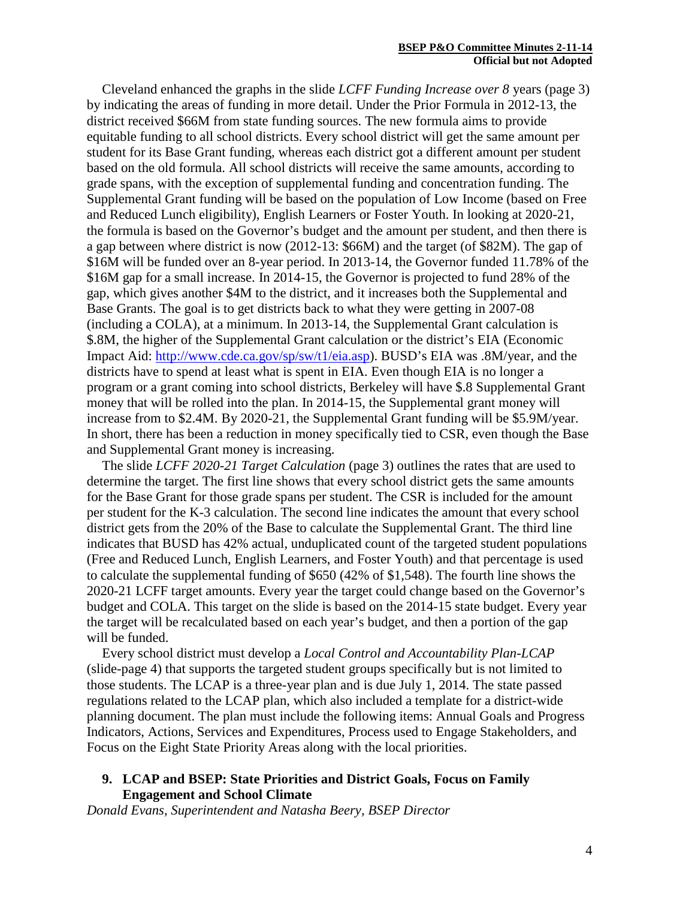Cleveland enhanced the graphs in the slide *LCFF Funding Increase over 8* years (page 3) by indicating the areas of funding in more detail. Under the Prior Formula in 2012-13, the district received $66M from state funding sources. The new formula aims to provide equitable funding to all school districts. Every school district will get the same amount per student for its Base Grant funding, whereas each district got a different amount per student based on the old formula. All school districts will receive the same amounts, according to grade spans, with the exception of supplemental funding and concentration funding. The Supplemental Grant funding will be based on the population of Low Income (based on Free and Reduced Lunch eligibility), English Learners or Foster Youth. In looking at 2020-21, the formula is based on the Governor's budget and the amount per student, and then there is a gap between where district is now (2012-13: $66M) and the target (of $82M). The gap of $16M will be funded over an 8-year period. In 2013-14, the Governor funded 11.78% of the $16M gap for a small increase. In 2014-15, the Governor is projected to fund 28% of the gap, which gives another $4M to the district, and it increases both the Supplemental and Base Grants. The goal is to get districts back to what they were getting in 2007-08 (including a COLA), at a minimum. In 2013-14, the Supplemental Grant calculation is $.8M, the higher of the Supplemental Grant calculation or the district's EIA (Economic Impact Aid: http://www.cde.ca.gov/sp/sw/t1/eia.asp). BUSD's EIA was .8M/year, and the districts have to spend at least what is spent in EIA. Even though EIA is no longer a program or a grant coming into school districts, Berkeley will have $.8 Supplemental Grant money that will be rolled into the plan. In 2014-15, the Supplemental grant money will increase from to $2.4M. By 2020-21, the Supplemental Grant funding will be $5.9M/year. In short, there has been a reduction in money specifically tied to CSR, even though the Base and Supplemental Grant money is increasing.

The slide *LCFF 2020-21 Target Calculation* (page 3) outlines the rates that are used to determine the target. The first line shows that every school district gets the same amounts for the Base Grant for those grade spans per student. The CSR is included for the amount per student for the K-3 calculation. The second line indicates the amount that every school district gets from the 20% of the Base to calculate the Supplemental Grant. The third line indicates that BUSD has 42% actual, unduplicated count of the targeted student populations (Free and Reduced Lunch, English Learners, and Foster Youth) and that percentage is used to calculate the supplemental funding of $650 (42% of $1,548). The fourth line shows the 2020-21 LCFF target amounts. Every year the target could change based on the Governor's budget and COLA. This target on the slide is based on the 2014-15 state budget. Every year the target will be recalculated based on each year's budget, and then a portion of the gap will be funded.

Every school district must develop a *Local Control and Accountability Plan-LCAP* (slide-page 4) that supports the targeted student groups specifically but is not limited to those students. The LCAP is a three-year plan and is due July 1, 2014. The state passed regulations related to the LCAP plan, which also included a template for a district-wide planning document. The plan must include the following items: Annual Goals and Progress Indicators, Actions, Services and Expenditures, Process used to Engage Stakeholders, and Focus on the Eight State Priority Areas along with the local priorities.

**9. LCAP and BSEP: State Priorities and District Goals, Focus on Family Engagement and School Climate**

*Donald Evans, Superintendent and Natasha Beery, BSEP Director*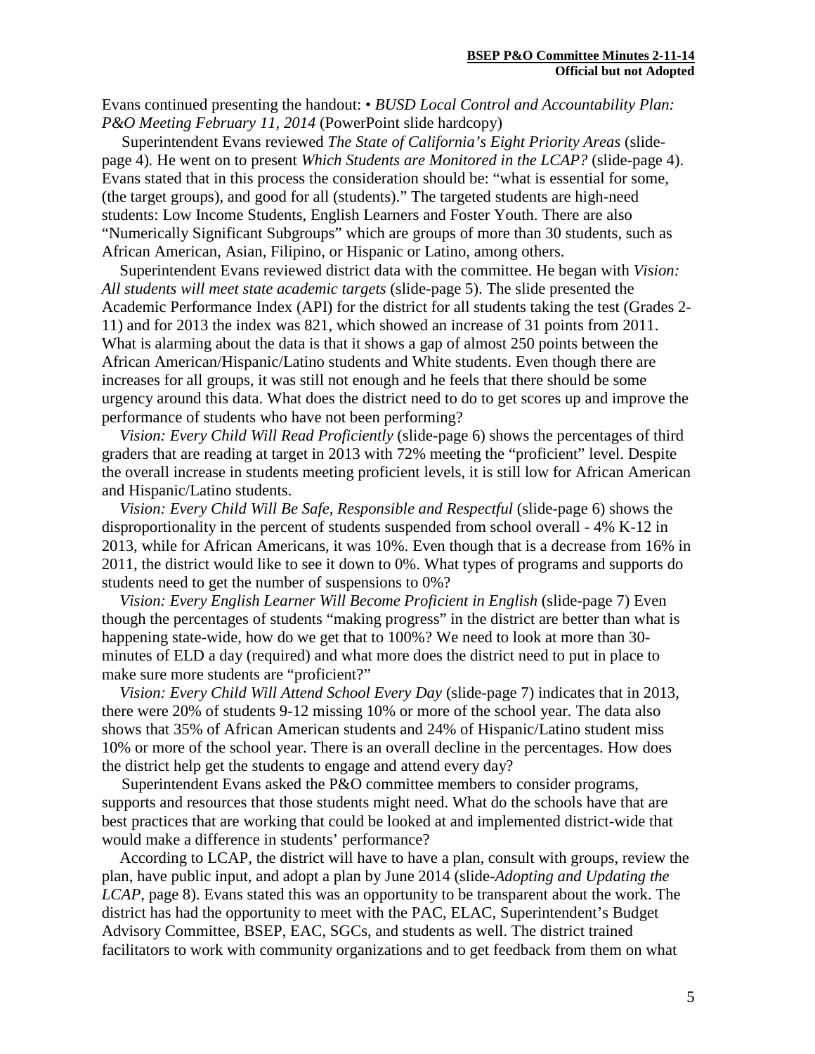Evans continued presenting the handout: • *BUSD Local Control and Accountability Plan: P&O Meeting February 11, 2014* (PowerPoint slide hardcopy)

Superintendent Evans reviewed *The State of California's Eight Priority Areas* (slide-page 4). He went on to present *Which Students are Monitored in the LCAP?* (slide-page 4). Evans stated that in this process the consideration should be: "what is essential for some, (the target groups), and good for all (students)." The targeted students are high-need students: Low Income Students, English Learners and Foster Youth. There are also "Numerically Significant Subgroups" which are groups of more than 30 students, such as African American, Asian, Filipino, or Hispanic or Latino, among others.

Superintendent Evans reviewed district data with the committee. He began with *Vision: All students will meet state academic targets* (slide-page 5). The slide presented the Academic Performance Index (API) for the district for all students taking the test (Grades 2-11) and for 2013 the index was 821, which showed an increase of 31 points from 2011. What is alarming about the data is that it shows a gap of almost 250 points between the African American/Hispanic/Latino students and White students. Even though there are increases for all groups, it was still not enough and he feels that there should be some urgency around this data. What does the district need to do to get scores up and improve the performance of students who have not been performing?

*Vision: Every Child Will Read Proficiently* (slide-page 6) shows the percentages of third graders that are reading at target in 2013 with 72% meeting the "proficient" level. Despite the overall increase in students meeting proficient levels, it is still low for African American and Hispanic/Latino students.

*Vision: Every Child Will Be Safe, Responsible and Respectful* (slide-page 6) shows the disproportionality in the percent of students suspended from school overall - 4% K-12 in 2013, while for African Americans, it was 10%. Even though that is a decrease from 16% in 2011, the district would like to see it down to 0%. What types of programs and supports do students need to get the number of suspensions to 0%?

*Vision: Every English Learner Will Become Proficient in English* (slide-page 7) Even though the percentages of students "making progress" in the district are better than what is happening state-wide, how do we get that to 100%? We need to look at more than 30-minutes of ELD a day (required) and what more does the district need to put in place to make sure more students are "proficient?"

*Vision: Every Child Will Attend School Every Day* (slide-page 7) indicates that in 2013, there were 20% of students 9-12 missing 10% or more of the school year. The data also shows that 35% of African American students and 24% of Hispanic/Latino student miss 10% or more of the school year. There is an overall decline in the percentages. How does the district help get the students to engage and attend every day?

Superintendent Evans asked the P&O committee members to consider programs, supports and resources that those students might need. What do the schools have that are best practices that are working that could be looked at and implemented district-wide that would make a difference in students' performance?

According to LCAP, the district will have to have a plan, consult with groups, review the plan, have public input, and adopt a plan by June 2014 (slide-*Adopting and Updating the LCAP*, page 8). Evans stated this was an opportunity to be transparent about the work. The district has had the opportunity to meet with the PAC, ELAC, Superintendent's Budget Advisory Committee, BSEP, EAC, SGCs, and students as well. The district trained facilitators to work with community organizations and to get feedback from them on what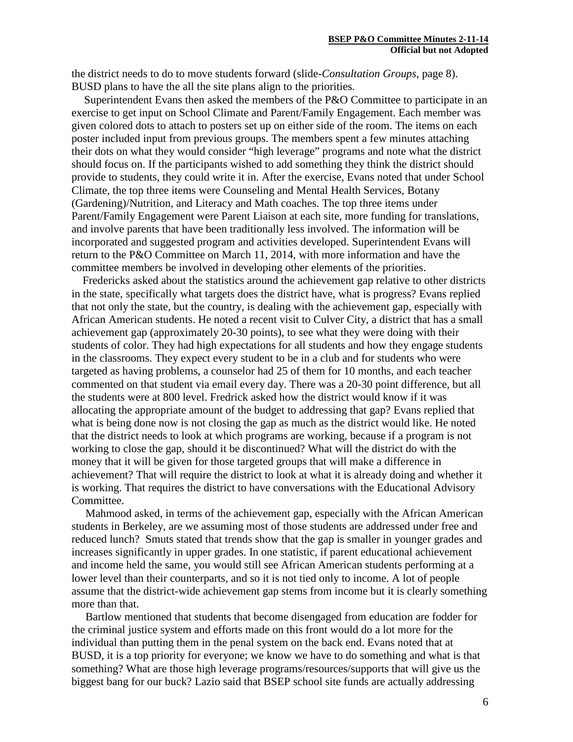the district needs to do to move students forward (slide-*Consultation Groups*, page 8). BUSD plans to have the all the site plans align to the priorities.

Superintendent Evans then asked the members of the P&O Committee to participate in an exercise to get input on School Climate and Parent/Family Engagement. Each member was given colored dots to attach to posters set up on either side of the room. The items on each poster included input from previous groups. The members spent a few minutes attaching their dots on what they would consider "high leverage" programs and note what the district should focus on. If the participants wished to add something they think the district should provide to students, they could write it in. After the exercise, Evans noted that under School Climate, the top three items were Counseling and Mental Health Services, Botany (Gardening)/Nutrition, and Literacy and Math coaches. The top three items under Parent/Family Engagement were Parent Liaison at each site, more funding for translations, and involve parents that have been traditionally less involved. The information will be incorporated and suggested program and activities developed. Superintendent Evans will return to the P&O Committee on March 11, 2014, with more information and have the committee members be involved in developing other elements of the priorities.

Fredericks asked about the statistics around the achievement gap relative to other districts in the state, specifically what targets does the district have, what is progress? Evans replied that not only the state, but the country, is dealing with the achievement gap, especially with African American students. He noted a recent visit to Culver City, a district that has a small achievement gap (approximately 20-30 points), to see what they were doing with their students of color. They had high expectations for all students and how they engage students in the classrooms. They expect every student to be in a club and for students who were targeted as having problems, a counselor had 25 of them for 10 months, and each teacher commented on that student via email every day. There was a 20-30 point difference, but all the students were at 800 level. Fredrick asked how the district would know if it was allocating the appropriate amount of the budget to addressing that gap? Evans replied that what is being done now is not closing the gap as much as the district would like. He noted that the district needs to look at which programs are working, because if a program is not working to close the gap, should it be discontinued? What will the district do with the money that it will be given for those targeted groups that will make a difference in achievement? That will require the district to look at what it is already doing and whether it is working. That requires the district to have conversations with the Educational Advisory Committee.

Mahmood asked, in terms of the achievement gap, especially with the African American students in Berkeley, are we assuming most of those students are addressed under free and reduced lunch? Smuts stated that trends show that the gap is smaller in younger grades and increases significantly in upper grades. In one statistic, if parent educational achievement and income held the same, you would still see African American students performing at a lower level than their counterparts, and so it is not tied only to income. A lot of people assume that the district-wide achievement gap stems from income but it is clearly something more than that.

Bartlow mentioned that students that become disengaged from education are fodder for the criminal justice system and efforts made on this front would do a lot more for the individual than putting them in the penal system on the back end. Evans noted that at BUSD, it is a top priority for everyone; we know we have to do something and what is that something? What are those high leverage programs/resources/supports that will give us the biggest bang for our buck? Lazio said that BSEP school site funds are actually addressing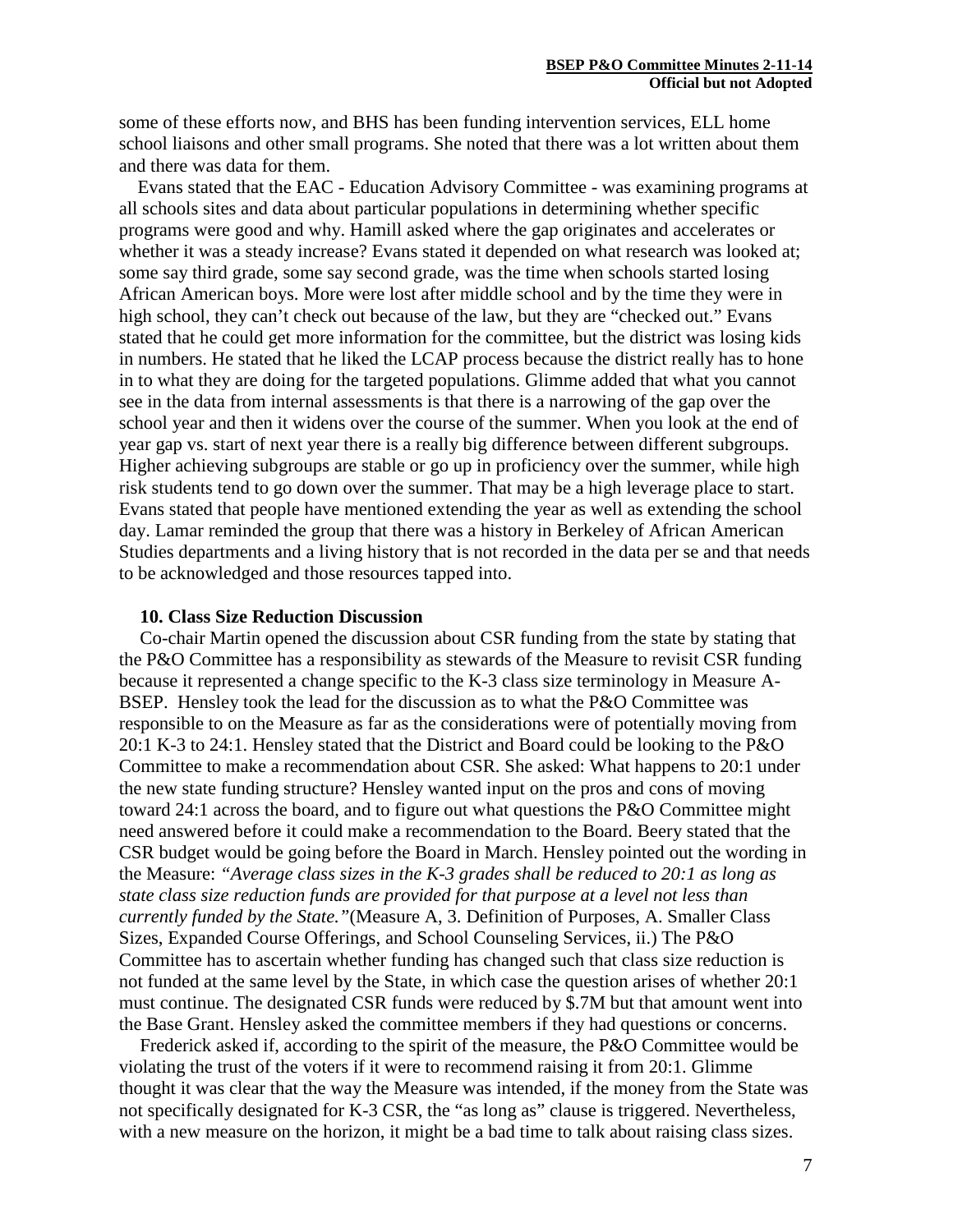some of these efforts now, and BHS has been funding intervention services, ELL home school liaisons and other small programs. She noted that there was a lot written about them and there was data for them.

Evans stated that the EAC - Education Advisory Committee - was examining programs at all schools sites and data about particular populations in determining whether specific programs were good and why. Hamill asked where the gap originates and accelerates or whether it was a steady increase? Evans stated it depended on what research was looked at; some say third grade, some say second grade, was the time when schools started losing African American boys. More were lost after middle school and by the time they were in high school, they can't check out because of the law, but they are "checked out." Evans stated that he could get more information for the committee, but the district was losing kids in numbers. He stated that he liked the LCAP process because the district really has to hone in to what they are doing for the targeted populations. Glimme added that what you cannot see in the data from internal assessments is that there is a narrowing of the gap over the school year and then it widens over the course of the summer. When you look at the end of year gap vs. start of next year there is a really big difference between different subgroups. Higher achieving subgroups are stable or go up in proficiency over the summer, while high risk students tend to go down over the summer. That may be a high leverage place to start. Evans stated that people have mentioned extending the year as well as extending the school day. Lamar reminded the group that there was a history in Berkeley of African American Studies departments and a living history that is not recorded in the data per se and that needs to be acknowledged and those resources tapped into.

**10. Class Size Reduction Discussion**

Co-chair Martin opened the discussion about CSR funding from the state by stating that the P&O Committee has a responsibility as stewards of the Measure to revisit CSR funding because it represented a change specific to the K-3 class size terminology in Measure A-BSEP. Hensley took the lead for the discussion as to what the P&O Committee was responsible to on the Measure as far as the considerations were of potentially moving from 20:1 K-3 to 24:1. Hensley stated that the District and Board could be looking to the P&O Committee to make a recommendation about CSR. She asked: What happens to 20:1 under the new state funding structure? Hensley wanted input on the pros and cons of moving toward 24:1 across the board, and to figure out what questions the P&O Committee might need answered before it could make a recommendation to the Board. Beery stated that the CSR budget would be going before the Board in March. Hensley pointed out the wording in the Measure: *"Average class sizes in the K-3 grades shall be reduced to 20:1 as long as state class size reduction funds are provided for that purpose at a level not less than currently funded by the State."*(Measure A, 3. Definition of Purposes, A. Smaller Class Sizes, Expanded Course Offerings, and School Counseling Services, ii.) The P&O Committee has to ascertain whether funding has changed such that class size reduction is not funded at the same level by the State, in which case the question arises of whether 20:1 must continue. The designated CSR funds were reduced by $.7M but that amount went into the Base Grant. Hensley asked the committee members if they had questions or concerns.

Frederick asked if, according to the spirit of the measure, the P&O Committee would be violating the trust of the voters if it were to recommend raising it from 20:1. Glimme thought it was clear that the way the Measure was intended, if the money from the State was not specifically designated for K-3 CSR, the "as long as" clause is triggered. Nevertheless, with a new measure on the horizon, it might be a bad time to talk about raising class sizes.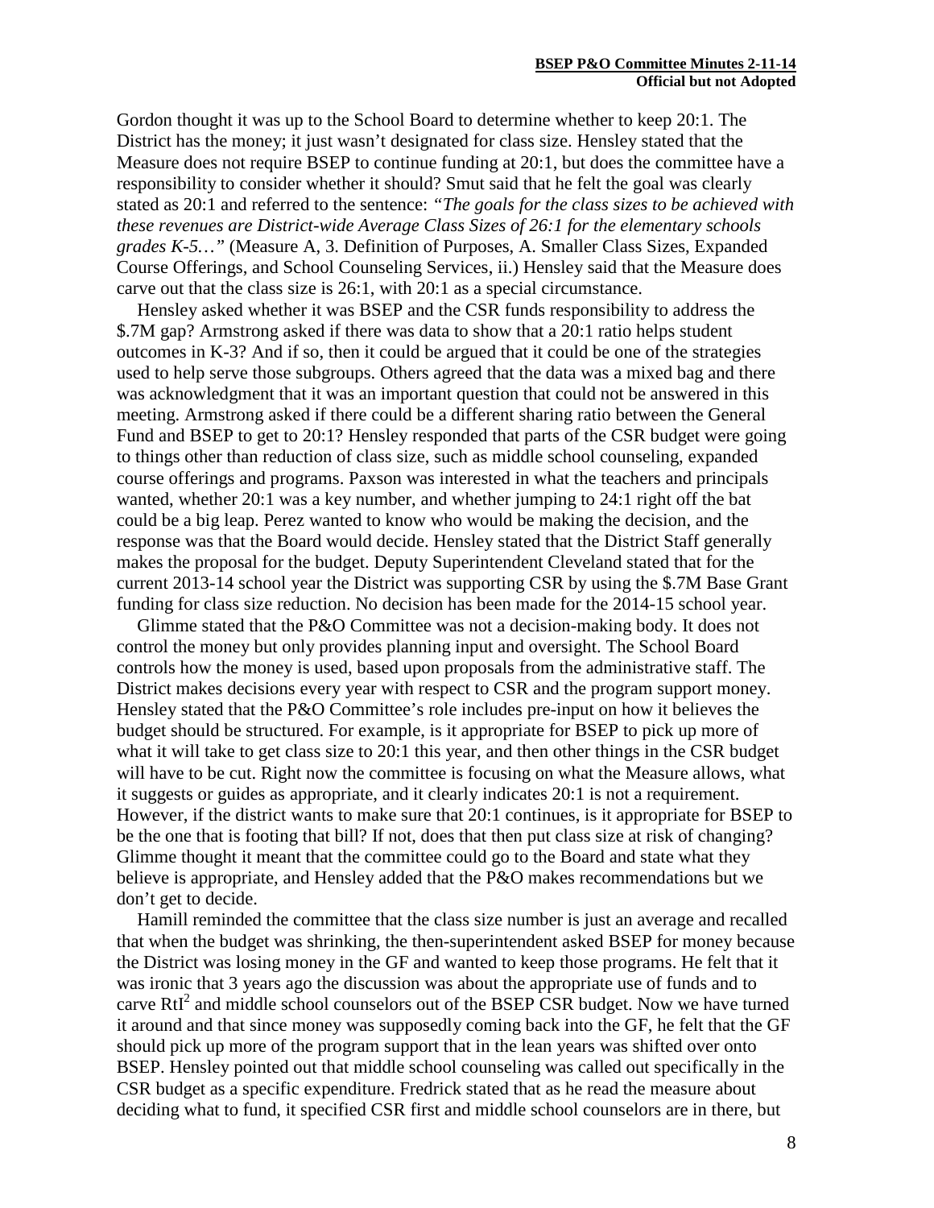Gordon thought it was up to the School Board to determine whether to keep 20:1. The District has the money; it just wasn't designated for class size. Hensley stated that the Measure does not require BSEP to continue funding at 20:1, but does the committee have a responsibility to consider whether it should? Smut said that he felt the goal was clearly stated as 20:1 and referred to the sentence: *"The goals for the class sizes to be achieved with these revenues are District-wide Average Class Sizes of 26:1 for the elementary schools grades K-5…"* (Measure A, 3. Definition of Purposes, A. Smaller Class Sizes, Expanded Course Offerings, and School Counseling Services, ii.) Hensley said that the Measure does carve out that the class size is 26:1, with 20:1 as a special circumstance.

Hensley asked whether it was BSEP and the CSR funds responsibility to address the $.7M gap? Armstrong asked if there was data to show that a 20:1 ratio helps student outcomes in K-3? And if so, then it could be argued that it could be one of the strategies used to help serve those subgroups. Others agreed that the data was a mixed bag and there was acknowledgment that it was an important question that could not be answered in this meeting. Armstrong asked if there could be a different sharing ratio between the General Fund and BSEP to get to 20:1? Hensley responded that parts of the CSR budget were going to things other than reduction of class size, such as middle school counseling, expanded course offerings and programs. Paxson was interested in what the teachers and principals wanted, whether 20:1 was a key number, and whether jumping to 24:1 right off the bat could be a big leap. Perez wanted to know who would be making the decision, and the response was that the Board would decide. Hensley stated that the District Staff generally makes the proposal for the budget. Deputy Superintendent Cleveland stated that for the current 2013-14 school year the District was supporting CSR by using the $.7M Base Grant funding for class size reduction. No decision has been made for the 2014-15 school year.

Glimme stated that the P&O Committee was not a decision-making body. It does not control the money but only provides planning input and oversight. The School Board controls how the money is used, based upon proposals from the administrative staff. The District makes decisions every year with respect to CSR and the program support money. Hensley stated that the P&O Committee's role includes pre-input on how it believes the budget should be structured. For example, is it appropriate for BSEP to pick up more of what it will take to get class size to 20:1 this year, and then other things in the CSR budget will have to be cut. Right now the committee is focusing on what the Measure allows, what it suggests or guides as appropriate, and it clearly indicates 20:1 is not a requirement. However, if the district wants to make sure that 20:1 continues, is it appropriate for BSEP to be the one that is footing that bill? If not, does that then put class size at risk of changing? Glimme thought it meant that the committee could go to the Board and state what they believe is appropriate, and Hensley added that the P&O makes recommendations but we don't get to decide.

Hamill reminded the committee that the class size number is just an average and recalled that when the budget was shrinking, the then-superintendent asked BSEP for money because the District was losing money in the GF and wanted to keep those programs. He felt that it was ironic that 3 years ago the discussion was about the appropriate use of funds and to carve RtI[2] and middle school counselors out of the BSEP CSR budget. Now we have turned it around and that since money was supposedly coming back into the GF, he felt that the GF should pick up more of the program support that in the lean years was shifted over onto BSEP. Hensley pointed out that middle school counseling was called out specifically in the CSR budget as a specific expenditure. Fredrick stated that as he read the measure about deciding what to fund, it specified CSR first and middle school counselors are in there, but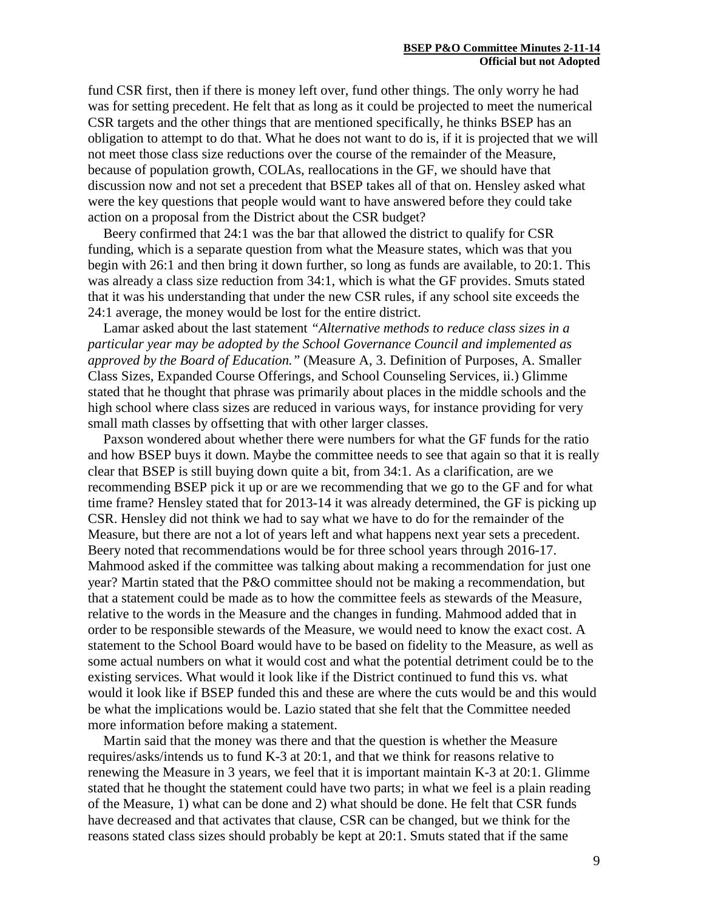fund CSR first, then if there is money left over, fund other things. The only worry he had was for setting precedent. He felt that as long as it could be projected to meet the numerical CSR targets and the other things that are mentioned specifically, he thinks BSEP has an obligation to attempt to do that. What he does not want to do is, if it is projected that we will not meet those class size reductions over the course of the remainder of the Measure, because of population growth, COLAs, reallocations in the GF, we should have that discussion now and not set a precedent that BSEP takes all of that on. Hensley asked what were the key questions that people would want to have answered before they could take action on a proposal from the District about the CSR budget?

Beery confirmed that 24:1 was the bar that allowed the district to qualify for CSR funding, which is a separate question from what the Measure states, which was that you begin with 26:1 and then bring it down further, so long as funds are available, to 20:1. This was already a class size reduction from 34:1, which is what the GF provides. Smuts stated that it was his understanding that under the new CSR rules, if any school site exceeds the 24:1 average, the money would be lost for the entire district.

Lamar asked about the last statement *"Alternative methods to reduce class sizes in a particular year may be adopted by the School Governance Council and implemented as approved by the Board of Education."* (Measure A, 3. Definition of Purposes, A. Smaller Class Sizes, Expanded Course Offerings, and School Counseling Services, ii.) Glimme stated that he thought that phrase was primarily about places in the middle schools and the high school where class sizes are reduced in various ways, for instance providing for very small math classes by offsetting that with other larger classes.

Paxson wondered about whether there were numbers for what the GF funds for the ratio and how BSEP buys it down. Maybe the committee needs to see that again so that it is really clear that BSEP is still buying down quite a bit, from 34:1. As a clarification, are we recommending BSEP pick it up or are we recommending that we go to the GF and for what time frame? Hensley stated that for 2013-14 it was already determined, the GF is picking up CSR. Hensley did not think we had to say what we have to do for the remainder of the Measure, but there are not a lot of years left and what happens next year sets a precedent. Beery noted that recommendations would be for three school years through 2016-17. Mahmood asked if the committee was talking about making a recommendation for just one year? Martin stated that the P&O committee should not be making a recommendation, but that a statement could be made as to how the committee feels as stewards of the Measure, relative to the words in the Measure and the changes in funding. Mahmood added that in order to be responsible stewards of the Measure, we would need to know the exact cost. A statement to the School Board would have to be based on fidelity to the Measure, as well as some actual numbers on what it would cost and what the potential detriment could be to the existing services. What would it look like if the District continued to fund this vs. what would it look like if BSEP funded this and these are where the cuts would be and this would be what the implications would be. Lazio stated that she felt that the Committee needed more information before making a statement.

Martin said that the money was there and that the question is whether the Measure requires/asks/intends us to fund K-3 at 20:1, and that we think for reasons relative to renewing the Measure in 3 years, we feel that it is important maintain K-3 at 20:1. Glimme stated that he thought the statement could have two parts; in what we feel is a plain reading of the Measure, 1) what can be done and 2) what should be done. He felt that CSR funds have decreased and that activates that clause, CSR can be changed, but we think for the reasons stated class sizes should probably be kept at 20:1. Smuts stated that if the same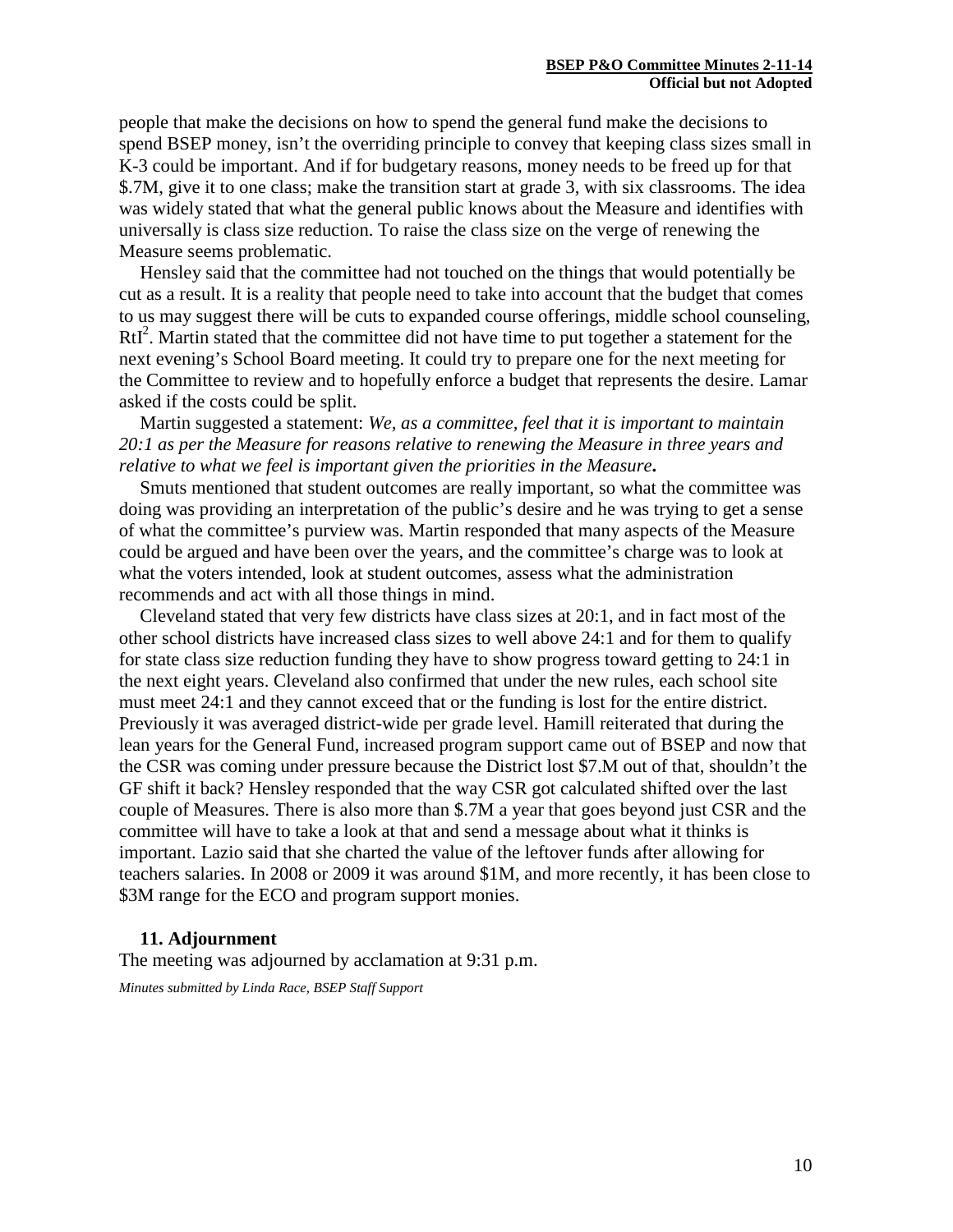people that make the decisions on how to spend the general fund make the decisions to spend BSEP money, isn't the overriding principle to convey that keeping class sizes small in K-3 could be important. And if for budgetary reasons, money needs to be freed up for that $.7M, give it to one class; make the transition start at grade 3, with six classrooms. The idea was widely stated that what the general public knows about the Measure and identifies with universally is class size reduction. To raise the class size on the verge of renewing the Measure seems problematic.

Hensley said that the committee had not touched on the things that would potentially be cut as a result. It is a reality that people need to take into account that the budget that comes to us may suggest there will be cuts to expanded course offerings, middle school counseling, $RtI^2$. Martin stated that the committee did not have time to put together a statement for the next evening's School Board meeting. It could try to prepare one for the next meeting for the Committee to review and to hopefully enforce a budget that represents the desire. Lamar asked if the costs could be split.

Martin suggested a statement: *We, as a committee, feel that it is important to maintain 20:1 as per the Measure for reasons relative to renewing the Measure in three years and relative to what we feel is important given the priorities in the Measure***.**

Smuts mentioned that student outcomes are really important, so what the committee was doing was providing an interpretation of the public's desire and he was trying to get a sense of what the committee's purview was. Martin responded that many aspects of the Measure could be argued and have been over the years, and the committee's charge was to look at what the voters intended, look at student outcomes, assess what the administration recommends and act with all those things in mind.

Cleveland stated that very few districts have class sizes at 20:1, and in fact most of the other school districts have increased class sizes to well above 24:1 and for them to qualify for state class size reduction funding they have to show progress toward getting to 24:1 in the next eight years. Cleveland also confirmed that under the new rules, each school site must meet 24:1 and they cannot exceed that or the funding is lost for the entire district. Previously it was averaged district-wide per grade level. Hamill reiterated that during the lean years for the General Fund, increased program support came out of BSEP and now that the CSR was coming under pressure because the District lost $7.M out of that, shouldn't the GF shift it back? Hensley responded that the way CSR got calculated shifted over the last couple of Measures. There is also more than $.7M a year that goes beyond just CSR and the committee will have to take a look at that and send a message about what it thinks is important. Lazio said that she charted the value of the leftover funds after allowing for teachers salaries. In 2008 or 2009 it was around $1M, and more recently, it has been close to $3M range for the ECO and program support monies.

### 11. Adjournment

The meeting was adjourned by acclamation at 9:31 p.m.

*Minutes submitted by Linda Race, BSEP Staff Support*